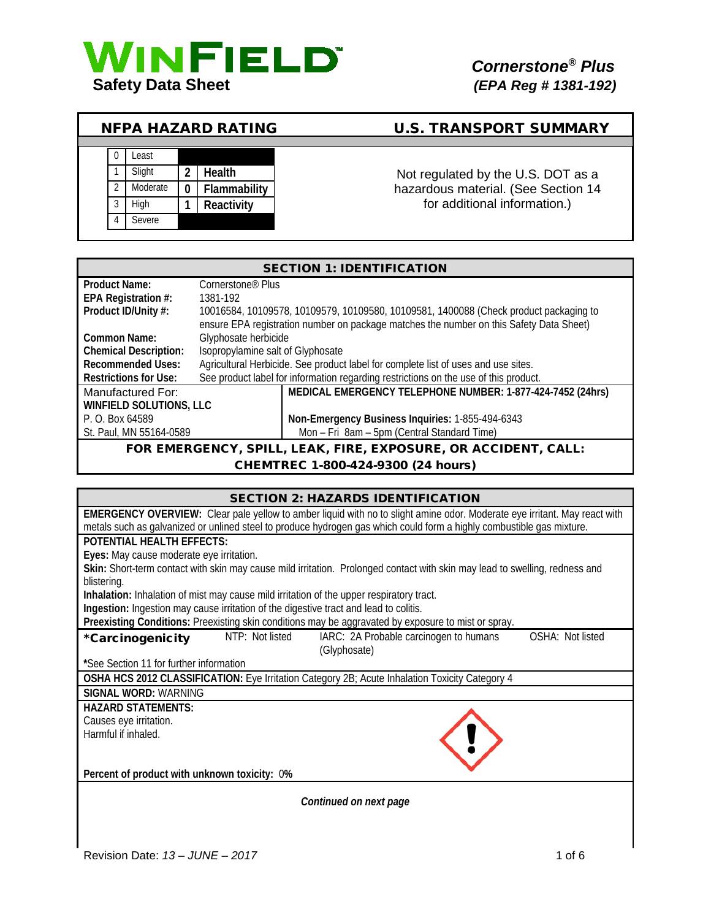# WINFIELD

**Safety Data Sheet**

***Cornerstone® Plus***
***(EPA Reg # 1381-192)***

## NFPA HAZARD RATING

| | | | |
|---|---|---|---|
| 0 | Least | | |
| 1 | Slight | 2 | **Health** |
| 2 | Moderate | 0 | **Flammability** |
| 3 | High | 1 | **Reactivity** |
| 4 | Severe | | |

## U.S. TRANSPORT SUMMARY

Not regulated by the U.S. DOT as a hazardous material. (See Section 14 for additional information.)

## SECTION 1: IDENTIFICATION

| | |
|---|---|
| **Product Name:** | Cornerstone® Plus |
| **EPA Registration #:** | 1381-192 |
| **Product ID/Unity #:** | 10016584, 10109578, 10109579, 10109580, 10109581, 1400088 (Check product packaging to ensure EPA registration number on package matches the number on this Safety Data Sheet) |
| **Common Name:** | Glyphosate herbicide |
| **Chemical Description:** | Isopropylamine salt of Glyphosate |
| **Recommended Uses:** | Agricultural Herbicide. See product label for complete list of uses and use sites. |
| **Restrictions for Use:** | See product label for information regarding restrictions on the use of this product. |

| | |
|---|---|
| Manufactured For: | **MEDICAL EMERGENCY TELEPHONE NUMBER: 1-877-424-7452 (24hrs)** |
| **WINFIELD SOLUTIONS, LLC** | |
| P. O. Box 64589 | **Non-Emergency Business Inquiries:** 1-855-494-6343 |
| St. Paul, MN 55164-0589 | Mon – Fri 8am – 5pm (Central Standard Time) |

**FOR EMERGENCY, SPILL, LEAK, FIRE, EXPOSURE, OR ACCIDENT, CALL: CHEMTREC 1-800-424-9300 (24 hours)**

## SECTION 2: HAZARDS IDENTIFICATION

**EMERGENCY OVERVIEW:** Clear pale yellow to amber liquid with no to slight amine odor. Moderate eye irritant. May react with metals such as galvanized or unlined steel to produce hydrogen gas which could form a highly combustible gas mixture.

**POTENTIAL HEALTH EFFECTS:**

**Eyes:** May cause moderate eye irritation.

**Skin:** Short-term contact with skin may cause mild irritation. Prolonged contact with skin may lead to swelling, redness and blistering.

**Inhalation:** Inhalation of mist may cause mild irritation of the upper respiratory tract.

**Ingestion:** Ingestion may cause irritation of the digestive tract and lead to colitis.

**Preexisting Conditions:** Preexisting skin conditions may be aggravated by exposure to mist or spray.

| **\*Carcinogenicity** | NTP: Not listed | IARC: 2A Probable carcinogen to humans (Glyphosate) | OSHA: Not listed |
|---|---|---|---|

**\***See Section 11 for further information

**OSHA HCS 2012 CLASSIFICATION:** Eye Irritation Category 2B; Acute Inhalation Toxicity Category 4

**SIGNAL WORD:** WARNING

**HAZARD STATEMENTS:**

Causes eye irritation.

Harmful if inhaled.

**Percent of product with unknown toxicity:** 0%

*Continued on next page*

Revision Date: *13 – JUNE – 2017*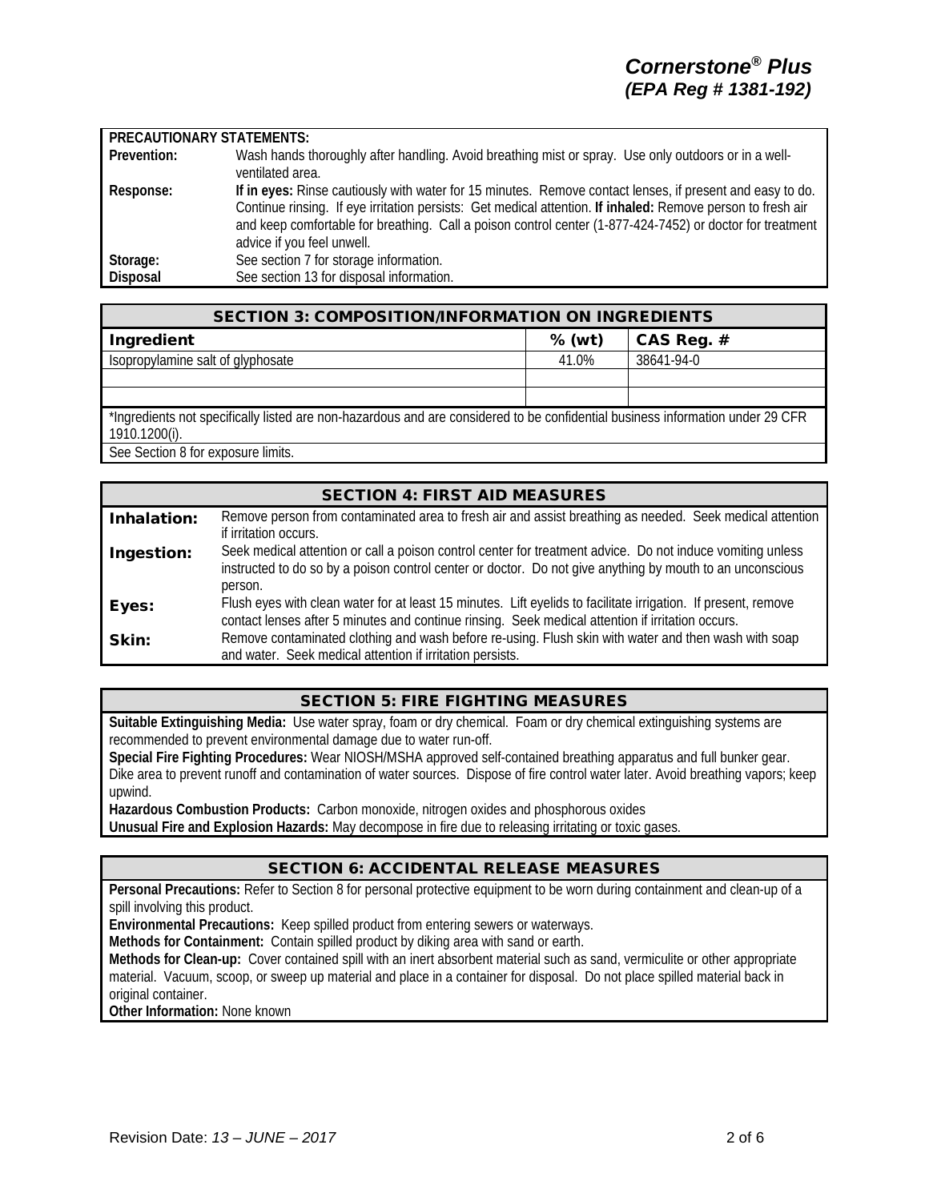**PRECAUTIONARY STATEMENTS:**

| | |
|---|---|
| **Prevention:** | Wash hands thoroughly after handling. Avoid breathing mist or spray. Use only outdoors or in a well-ventilated area. |
| **Response:** | **If in eyes:** Rinse cautiously with water for 15 minutes. Remove contact lenses, if present and easy to do. Continue rinsing. If eye irritation persists: Get medical attention. **If inhaled:** Remove person to fresh air and keep comfortable for breathing. Call a poison control center (1-877-424-7452) or doctor for treatment advice if you feel unwell. |
| **Storage:** | See section 7 for storage information. |
| **Disposal** | See section 13 for disposal information. |

## SECTION 3: COMPOSITION/INFORMATION ON INGREDIENTS

| Ingredient | % (wt) | CAS Reg. # |
|---|---|---|
| Isopropylamine salt of glyphosate | 41.0% | 38641-94-0 |
| | | |
| | | |

*Ingredients not specifically listed are non-hazardous and are considered to be confidential business information under 29 CFR 1910.1200(i).

See Section 8 for exposure limits.

## SECTION 4: FIRST AID MEASURES

**Inhalation:** Remove person from contaminated area to fresh air and assist breathing as needed. Seek medical attention if irritation occurs.

**Ingestion:** Seek medical attention or call a poison control center for treatment advice. Do not induce vomiting unless instructed to do so by a poison control center or doctor. Do not give anything by mouth to an unconscious person.

**Eyes:** Flush eyes with clean water for at least 15 minutes. Lift eyelids to facilitate irrigation. If present, remove contact lenses after 5 minutes and continue rinsing. Seek medical attention if irritation occurs.

**Skin:** Remove contaminated clothing and wash before re-using. Flush skin with water and then wash with soap and water. Seek medical attention if irritation persists.

## SECTION 5: FIRE FIGHTING MEASURES

**Suitable Extinguishing Media:** Use water spray, foam or dry chemical. Foam or dry chemical extinguishing systems are recommended to prevent environmental damage due to water run-off.

**Special Fire Fighting Procedures:** Wear NIOSH/MSHA approved self-contained breathing apparatus and full bunker gear. Dike area to prevent runoff and contamination of water sources. Dispose of fire control water later. Avoid breathing vapors; keep upwind.

**Hazardous Combustion Products:** Carbon monoxide, nitrogen oxides and phosphorous oxides

**Unusual Fire and Explosion Hazards:** May decompose in fire due to releasing irritating or toxic gases.

## SECTION 6: ACCIDENTAL RELEASE MEASURES

**Personal Precautions:** Refer to Section 8 for personal protective equipment to be worn during containment and clean-up of a spill involving this product.

**Environmental Precautions:** Keep spilled product from entering sewers or waterways.

**Methods for Containment:** Contain spilled product by diking area with sand or earth.

**Methods for Clean-up:** Cover contained spill with an inert absorbent material such as sand, vermiculite or other appropriate material. Vacuum, scoop, or sweep up material and place in a container for disposal. Do not place spilled material back in original container.

**Other Information:** None known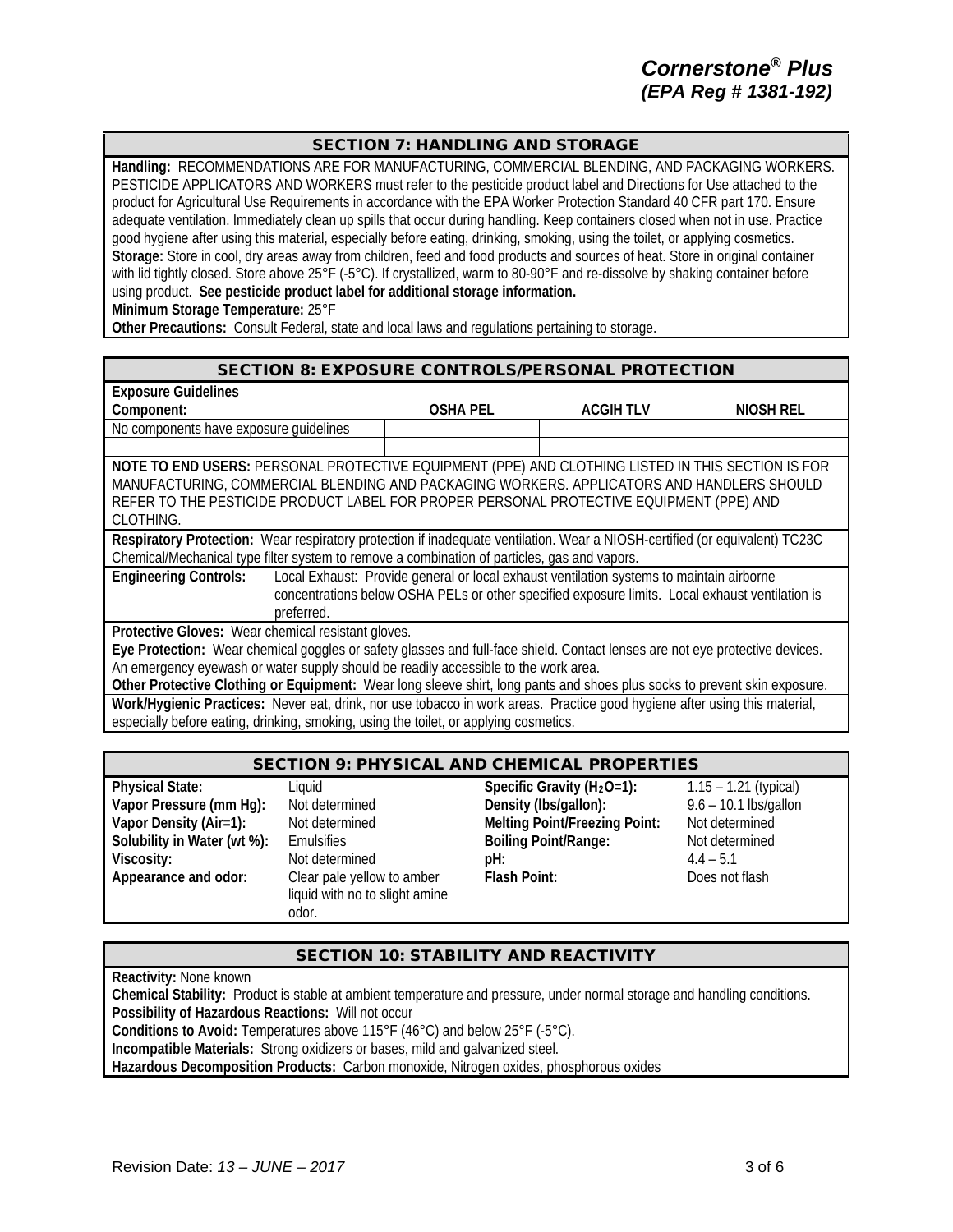## SECTION 7: HANDLING AND STORAGE

**Handling:** RECOMMENDATIONS ARE FOR MANUFACTURING, COMMERCIAL BLENDING, AND PACKAGING WORKERS. PESTICIDE APPLICATORS AND WORKERS must refer to the pesticide product label and Directions for Use attached to the product for Agricultural Use Requirements in accordance with the EPA Worker Protection Standard 40 CFR part 170. Ensure adequate ventilation. Immediately clean up spills that occur during handling. Keep containers closed when not in use. Practice good hygiene after using this material, especially before eating, drinking, smoking, using the toilet, or applying cosmetics.

**Storage:** Store in cool, dry areas away from children, feed and food products and sources of heat. Store in original container with lid tightly closed. Store above 25°F (-5°C). If crystallized, warm to 80-90°F and re-dissolve by shaking container before using product. **See pesticide product label for additional storage information.**

**Minimum Storage Temperature:** 25°F

**Other Precautions:** Consult Federal, state and local laws and regulations pertaining to storage.

## SECTION 8: EXPOSURE CONTROLS/PERSONAL PROTECTION

**Exposure Guidelines**

| Component: | OSHA PEL | ACGIH TLV | NIOSH REL |
|---|---|---|---|
| No components have exposure guidelines | | | |
| | | | |

**NOTE TO END USERS:** PERSONAL PROTECTIVE EQUIPMENT (PPE) AND CLOTHING LISTED IN THIS SECTION IS FOR MANUFACTURING, COMMERCIAL BLENDING AND PACKAGING WORKERS. APPLICATORS AND HANDLERS SHOULD REFER TO THE PESTICIDE PRODUCT LABEL FOR PROPER PERSONAL PROTECTIVE EQUIPMENT (PPE) AND CLOTHING.

**Respiratory Protection:** Wear respiratory protection if inadequate ventilation. Wear a NIOSH-certified (or equivalent) TC23C Chemical/Mechanical type filter system to remove a combination of particles, gas and vapors.

**Engineering Controls:** Local Exhaust: Provide general or local exhaust ventilation systems to maintain airborne concentrations below OSHA PELs or other specified exposure limits. Local exhaust ventilation is preferred.

**Protective Gloves:** Wear chemical resistant gloves.

**Eye Protection:** Wear chemical goggles or safety glasses and full-face shield. Contact lenses are not eye protective devices. An emergency eyewash or water supply should be readily accessible to the work area.

**Other Protective Clothing or Equipment:** Wear long sleeve shirt, long pants and shoes plus socks to prevent skin exposure.

**Work/Hygienic Practices:** Never eat, drink, nor use tobacco in work areas. Practice good hygiene after using this material, especially before eating, drinking, smoking, using the toilet, or applying cosmetics.

## SECTION 9: PHYSICAL AND CHEMICAL PROPERTIES

| | | | |
|---|---|---|---|
| **Physical State:** | Liquid | **Specific Gravity ($H_2O$=1):** | 1.15 – 1.21 (typical) |
| **Vapor Pressure (mm Hg):** | Not determined | **Density (lbs/gallon):** | 9.6 – 10.1 lbs/gallon |
| **Vapor Density (Air=1):** | Not determined | **Melting Point/Freezing Point:** | Not determined |
| **Solubility in Water (wt %):** | Emulsifies | **Boiling Point/Range:** | Not determined |
| **Viscosity:** | Not determined | **pH:** | 4.4 – 5.1 |
| **Appearance and odor:** | Clear pale yellow to amber liquid with no to slight amine odor. | **Flash Point:** | Does not flash |

## SECTION 10: STABILITY AND REACTIVITY

**Reactivity:** None known

**Chemical Stability:** Product is stable at ambient temperature and pressure, under normal storage and handling conditions.

**Possibility of Hazardous Reactions:** Will not occur

**Conditions to Avoid:** Temperatures above 115°F (46°C) and below 25°F (-5°C).

**Incompatible Materials:** Strong oxidizers or bases, mild and galvanized steel.

**Hazardous Decomposition Products:** Carbon monoxide, Nitrogen oxides, phosphorous oxides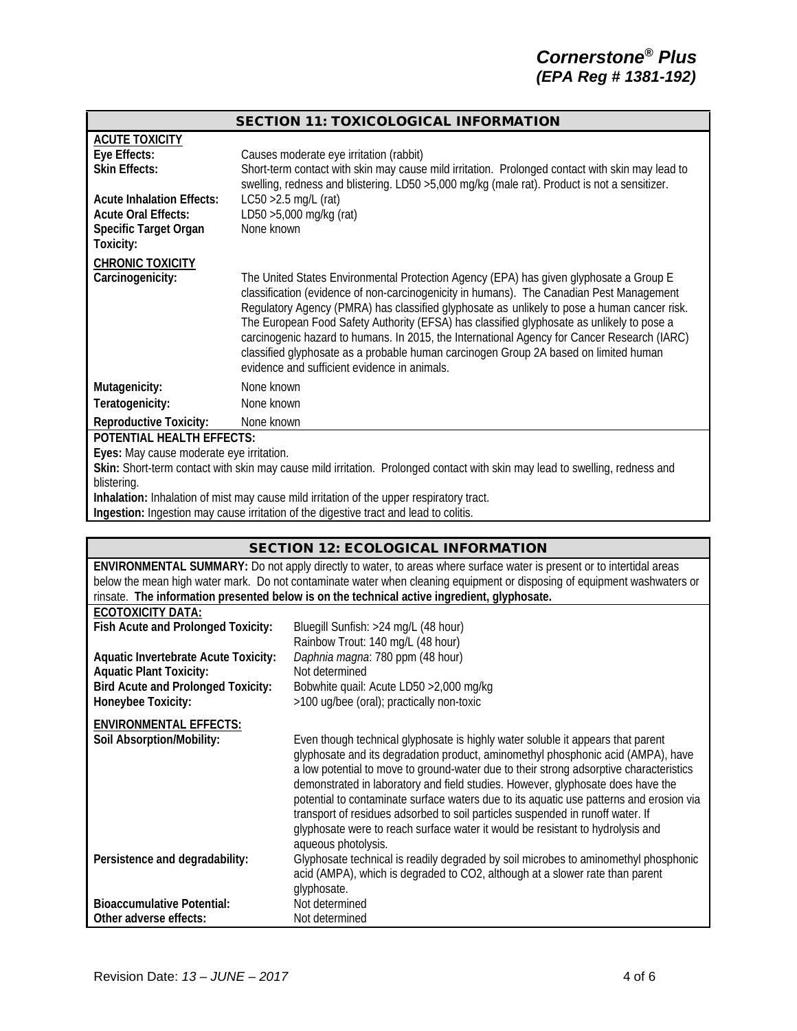## SECTION 11: TOXICOLOGICAL INFORMATION

**ACUTE TOXICITY**

| | |
|---|---|
| **Eye Effects:** | Causes moderate eye irritation (rabbit) |
| **Skin Effects:** | Short-term contact with skin may cause mild irritation. Prolonged contact with skin may lead to swelling, redness and blistering. LD50 >5,000 mg/kg (male rat). Product is not a sensitizer. |
| **Acute Inhalation Effects:** | LC50 >2.5 mg/L (rat) |
| **Acute Oral Effects:** | LD50 >5,000 mg/kg (rat) |
| **Specific Target Organ Toxicity:** | None known |

**CHRONIC TOXICITY**

| | |
|---|---|
| **Carcinogenicity:** | The United States Environmental Protection Agency (EPA) has given glyphosate a Group E classification (evidence of non-carcinogenicity in humans). The Canadian Pest Management Regulatory Agency (PMRA) has classified glyphosate as unlikely to pose a human cancer risk. The European Food Safety Authority (EFSA) has classified glyphosate as unlikely to pose a carcinogenic hazard to humans. In 2015, the International Agency for Cancer Research (IARC) classified glyphosate as a probable human carcinogen Group 2A based on limited human evidence and sufficient evidence in animals. |
| **Mutagenicity:** | None known |
| **Teratogenicity:** | None known |
| **Reproductive Toxicity:** | None known |

**POTENTIAL HEALTH EFFECTS:**

**Eyes:** May cause moderate eye irritation.

**Skin:** Short-term contact with skin may cause mild irritation. Prolonged contact with skin may lead to swelling, redness and blistering.

**Inhalation:** Inhalation of mist may cause mild irritation of the upper respiratory tract.

**Ingestion:** Ingestion may cause irritation of the digestive tract and lead to colitis.

## SECTION 12: ECOLOGICAL INFORMATION

**ENVIRONMENTAL SUMMARY:** Do not apply directly to water, to areas where surface water is present or to intertidal areas below the mean high water mark. Do not contaminate water when cleaning equipment or disposing of equipment washwaters or rinsate. **The information presented below is on the technical active ingredient, glyphosate.**

**ECOTOXICITY DATA:**

| | |
|---|---|
| **Fish Acute and Prolonged Toxicity:** | Bluegill Sunfish: >24 mg/L (48 hour)<br>Rainbow Trout: 140 mg/L (48 hour) |
| **Aquatic Invertebrate Acute Toxicity:** | *Daphnia magna*: 780 ppm (48 hour) |
| **Aquatic Plant Toxicity:** | Not determined |
| **Bird Acute and Prolonged Toxicity:** | Bobwhite quail: Acute LD50 >2,000 mg/kg |
| **Honeybee Toxicity:** | >100 ug/bee (oral); practically non-toxic |

**ENVIRONMENTAL EFFECTS:**

| | |
|---|---|
| **Soil Absorption/Mobility:** | Even though technical glyphosate is highly water soluble it appears that parent glyphosate and its degradation product, aminomethyl phosphonic acid (AMPA), have a low potential to move to ground-water due to their strong adsorptive characteristics demonstrated in laboratory and field studies. However, glyphosate does have the potential to contaminate surface waters due to its aquatic use patterns and erosion via transport of residues adsorbed to soil particles suspended in runoff water. If glyphosate were to reach surface water it would be resistant to hydrolysis and aqueous photolysis. |
| **Persistence and degradability:** | Glyphosate technical is readily degraded by soil microbes to aminomethyl phosphonic acid (AMPA), which is degraded to $CO_2$, although at a slower rate than parent glyphosate. |
| **Bioaccumulative Potential:** | Not determined |
| **Other adverse effects:** | Not determined |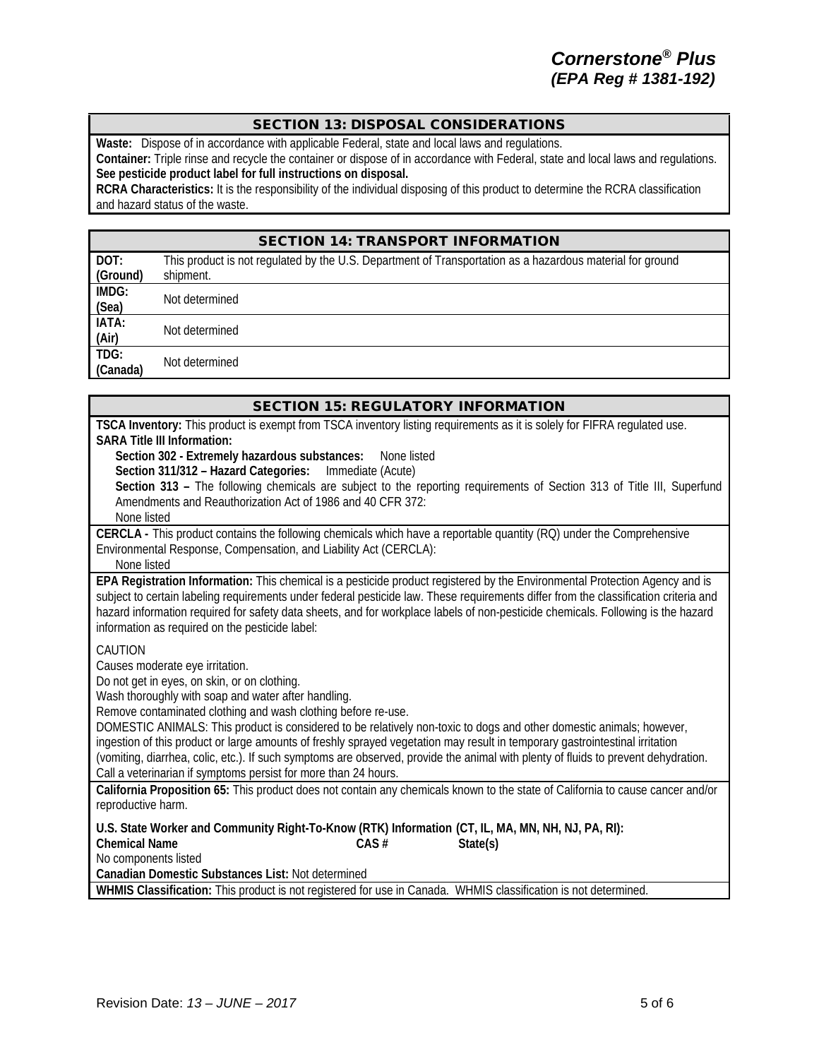## SECTION 13: DISPOSAL CONSIDERATIONS

**Waste:** Dispose of in accordance with applicable Federal, state and local laws and regulations.
**Container:** Triple rinse and recycle the container or dispose of in accordance with Federal, state and local laws and regulations.
**See pesticide product label for full instructions on disposal.**
**RCRA Characteristics:** It is the responsibility of the individual disposing of this product to determine the RCRA classification and hazard status of the waste.

## SECTION 14: TRANSPORT INFORMATION

| | |
|---|---|
| **DOT: (Ground)** | This product is not regulated by the U.S. Department of Transportation as a hazardous material for ground shipment. |
| **IMDG: (Sea)** | Not determined |
| **IATA: (Air)** | Not determined |
| **TDG: (Canada)** | Not determined |

## SECTION 15: REGULATORY INFORMATION

**TSCA Inventory:** This product is exempt from TSCA inventory listing requirements as it is solely for FIFRA regulated use.
**SARA Title III Information:**

**Section 302 - Extremely hazardous substances:** None listed
**Section 311/312 – Hazard Categories:** Immediate (Acute)
**Section 313 –** The following chemicals are subject to the reporting requirements of Section 313 of Title III, Superfund Amendments and Reauthorization Act of 1986 and 40 CFR 372:
None listed

**CERCLA -** This product contains the following chemicals which have a reportable quantity (RQ) under the Comprehensive Environmental Response, Compensation, and Liability Act (CERCLA):
None listed

**EPA Registration Information:** This chemical is a pesticide product registered by the Environmental Protection Agency and is subject to certain labeling requirements under federal pesticide law. These requirements differ from the classification criteria and hazard information required for safety data sheets, and for workplace labels of non-pesticide chemicals. Following is the hazard information as required on the pesticide label:

CAUTION
Causes moderate eye irritation.
Do not get in eyes, on skin, or on clothing.
Wash thoroughly with soap and water after handling.
Remove contaminated clothing and wash clothing before re-use.
DOMESTIC ANIMALS: This product is considered to be relatively non-toxic to dogs and other domestic animals; however, ingestion of this product or large amounts of freshly sprayed vegetation may result in temporary gastrointestinal irritation (vomiting, diarrhea, colic, etc.). If such symptoms are observed, provide the animal with plenty of fluids to prevent dehydration. Call a veterinarian if symptoms persist for more than 24 hours.

**California Proposition 65:** This product does not contain any chemicals known to the state of California to cause cancer and/or reproductive harm.

**U.S. State Worker and Community Right-To-Know (RTK) Information (CT, IL, MA, MN, NH, NJ, PA, RI):**

| Chemical Name | CAS # | State(s) |
|---|---|---|
| No components listed | | |

**Canadian Domestic Substances List:** Not determined

**WHMIS Classification:** This product is not registered for use in Canada. WHMIS classification is not determined.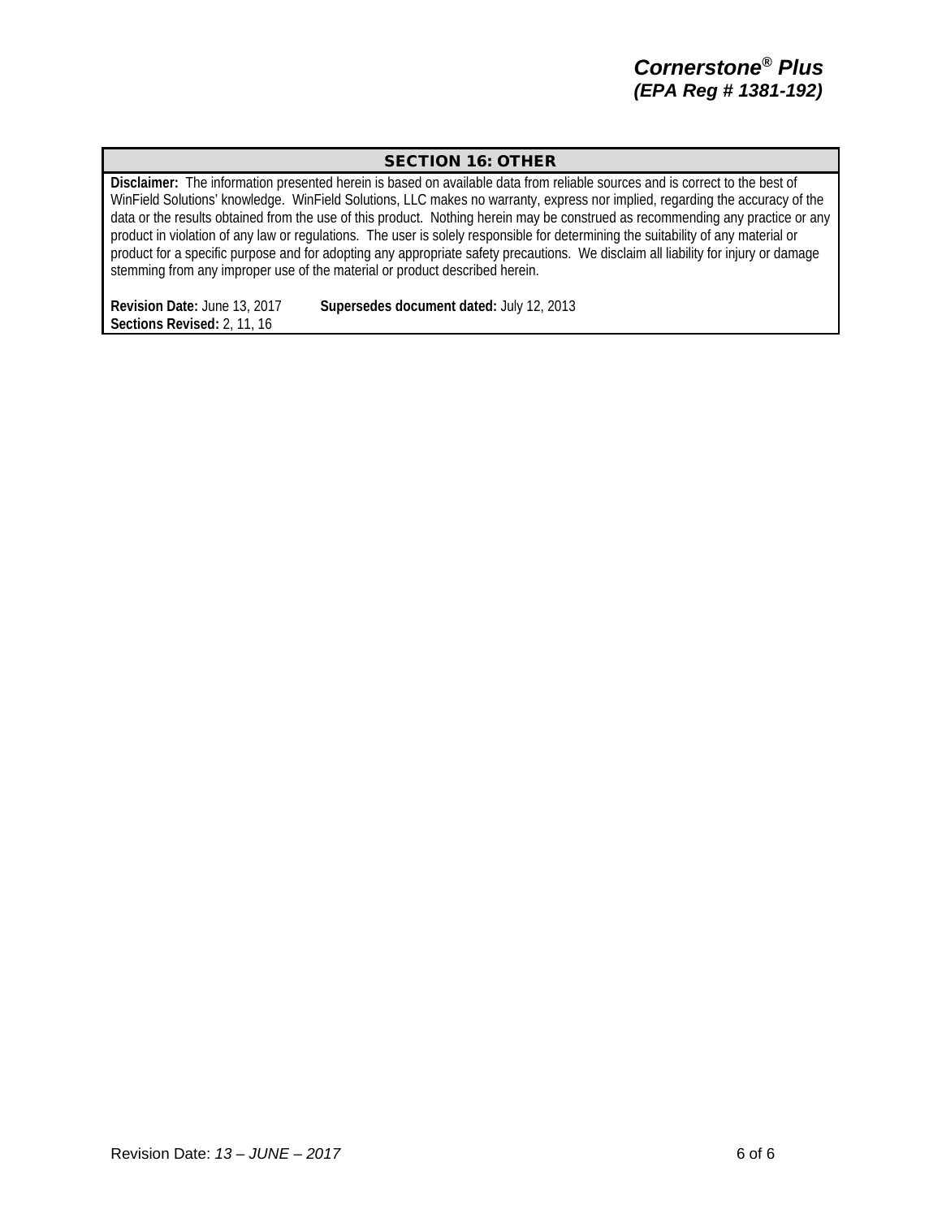## SECTION 16: OTHER

**Disclaimer:** The information presented herein is based on available data from reliable sources and is correct to the best of WinField Solutions' knowledge. WinField Solutions, LLC makes no warranty, express nor implied, regarding the accuracy of the data or the results obtained from the use of this product. Nothing herein may be construed as recommending any practice or any product in violation of any law or regulations. The user is solely responsible for determining the suitability of any material or product for a specific purpose and for adopting any appropriate safety precautions. We disclaim all liability for injury or damage stemming from any improper use of the material or product described herein.

**Revision Date:** June 13, 2017 **Supersedes document dated:** July 12, 2013

**Sections Revised:** 2, 11, 16